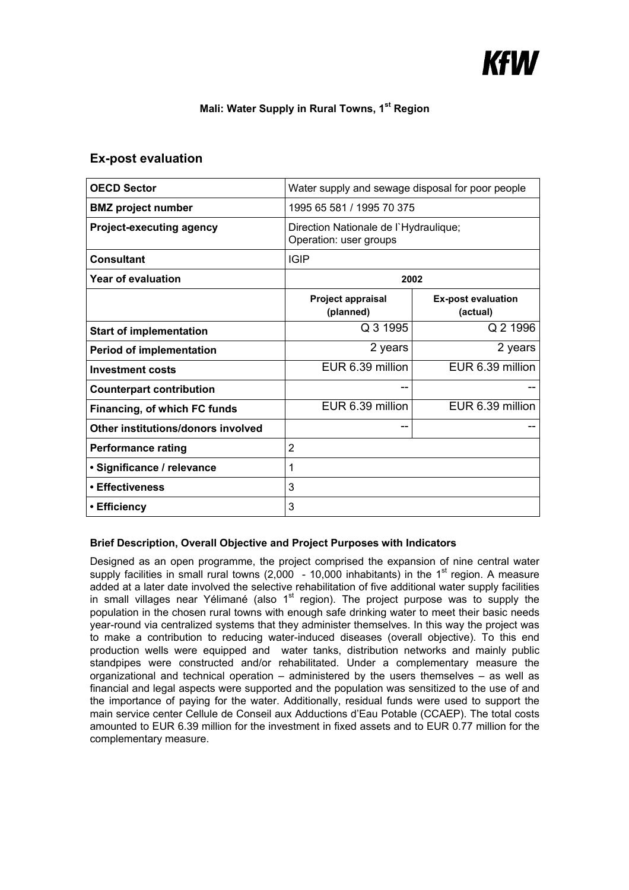KfW

**Mali: Water Supply in Rural Towns, 1st Region**

## Ex-post evaluation

| OECD Sector | Water supply and sewage disposal for poor people | |
|---|---|---|
| **BMZ project number** | 1995 65 581 / 1995 70 375 | |
| **Project-executing agency** | Direction Nationale de l`Hydraulique; Operation: user groups | |
| **Consultant** | IGIP | |
| **Year of evaluation** | **2002** | |
| | **Project appraisal (planned)** | **Ex-post evaluation (actual)** |
| **Start of implementation** | Q 3 1995 | Q 2 1996 |
| **Period of implementation** | 2 years | 2 years |
| **Investment costs** | EUR 6.39 million | EUR 6.39 million |
| **Counterpart contribution** | -- | -- |
| **Financing, of which FC funds** | EUR 6.39 million | EUR 6.39 million |
| **Other institutions/donors involved** | -- | -- |
| **Performance rating** | 2 | |
| **• Significance / relevance** | 1 | |
| **• Effectiveness** | 3 | |
| **• Efficiency** | 3 | |

**Brief Description, Overall Objective and Project Purposes with Indicators**

Designed as an open programme, the project comprised the expansion of nine central water supply facilities in small rural towns (2,000 - 10,000 inhabitants) in the 1st region. A measure added at a later date involved the selective rehabilitation of five additional water supply facilities in small villages near Yélimané (also 1st region). The project purpose was to supply the population in the chosen rural towns with enough safe drinking water to meet their basic needs year-round via centralized systems that they administer themselves. In this way the project was to make a contribution to reducing water-induced diseases (overall objective). To this end production wells were equipped and water tanks, distribution networks and mainly public standpipes were constructed and/or rehabilitated. Under a complementary measure the organizational and technical operation – administered by the users themselves – as well as financial and legal aspects were supported and the population was sensitized to the use of and the importance of paying for the water. Additionally, residual funds were used to support the main service center Cellule de Conseil aux Adductions d'Eau Potable (CCAEP). The total costs amounted to EUR 6.39 million for the investment in fixed assets and to EUR 0.77 million for the complementary measure.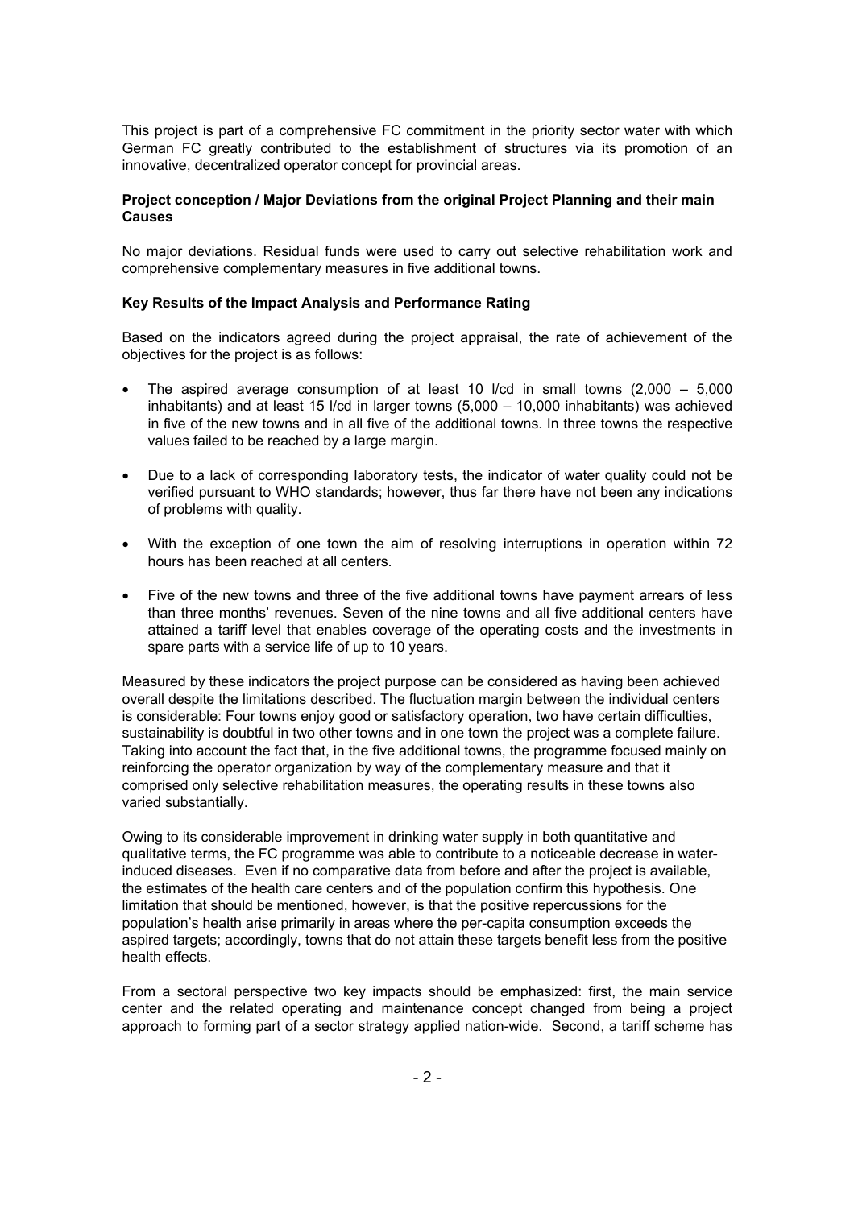This project is part of a comprehensive FC commitment in the priority sector water with which German FC greatly contributed to the establishment of structures via its promotion of an innovative, decentralized operator concept for provincial areas.

**Project conception / Major Deviations from the original Project Planning and their main Causes**

No major deviations. Residual funds were used to carry out selective rehabilitation work and comprehensive complementary measures in five additional towns.

**Key Results of the Impact Analysis and Performance Rating**

Based on the indicators agreed during the project appraisal, the rate of achievement of the objectives for the project is as follows:

- The aspired average consumption of at least 10 l/cd in small towns (2,000 – 5,000 inhabitants) and at least 15 l/cd in larger towns (5,000 – 10,000 inhabitants) was achieved in five of the new towns and in all five of the additional towns. In three towns the respective values failed to be reached by a large margin.
- Due to a lack of corresponding laboratory tests, the indicator of water quality could not be verified pursuant to WHO standards; however, thus far there have not been any indications of problems with quality.
- With the exception of one town the aim of resolving interruptions in operation within 72 hours has been reached at all centers.
- Five of the new towns and three of the five additional towns have payment arrears of less than three months' revenues. Seven of the nine towns and all five additional centers have attained a tariff level that enables coverage of the operating costs and the investments in spare parts with a service life of up to 10 years.

Measured by these indicators the project purpose can be considered as having been achieved overall despite the limitations described. The fluctuation margin between the individual centers is considerable: Four towns enjoy good or satisfactory operation, two have certain difficulties, sustainability is doubtful in two other towns and in one town the project was a complete failure. Taking into account the fact that, in the five additional towns, the programme focused mainly on reinforcing the operator organization by way of the complementary measure and that it comprised only selective rehabilitation measures, the operating results in these towns also varied substantially.

Owing to its considerable improvement in drinking water supply in both quantitative and qualitative terms, the FC programme was able to contribute to a noticeable decrease in water-induced diseases. Even if no comparative data from before and after the project is available, the estimates of the health care centers and of the population confirm this hypothesis. One limitation that should be mentioned, however, is that the positive repercussions for the population's health arise primarily in areas where the per-capita consumption exceeds the aspired targets; accordingly, towns that do not attain these targets benefit less from the positive health effects.

From a sectoral perspective two key impacts should be emphasized: first, the main service center and the related operating and maintenance concept changed from being a project approach to forming part of a sector strategy applied nation-wide. Second, a tariff scheme has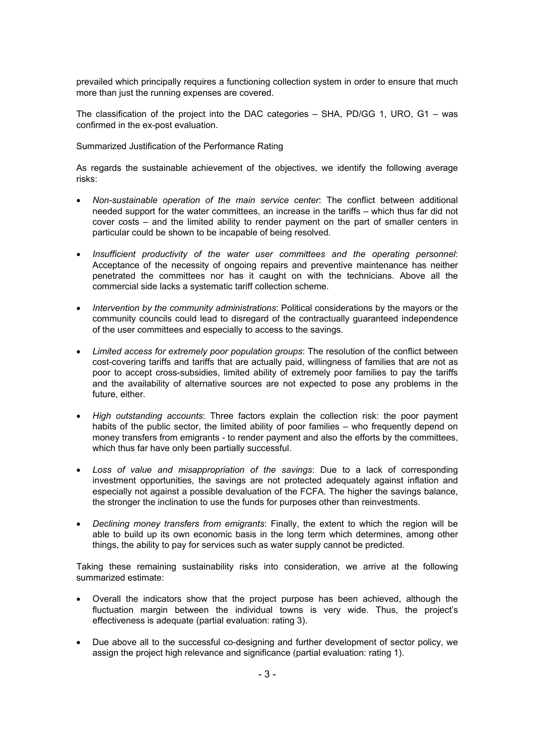prevailed which principally requires a functioning collection system in order to ensure that much more than just the running expenses are covered.

The classification of the project into the DAC categories – SHA, PD/GG 1, URO, G1 – was confirmed in the ex-post evaluation.

Summarized Justification of the Performance Rating

As regards the sustainable achievement of the objectives, we identify the following average risks:

- *Non-sustainable operation of the main service center*: The conflict between additional needed support for the water committees, an increase in the tariffs – which thus far did not cover costs – and the limited ability to render payment on the part of smaller centers in particular could be shown to be incapable of being resolved.
- *Insufficient productivity of the water user committees and the operating personnel*: Acceptance of the necessity of ongoing repairs and preventive maintenance has neither penetrated the committees nor has it caught on with the technicians. Above all the commercial side lacks a systematic tariff collection scheme.
- *Intervention by the community administrations*: Political considerations by the mayors or the community councils could lead to disregard of the contractually guaranteed independence of the user committees and especially to access to the savings.
- *Limited access for extremely poor population groups*: The resolution of the conflict between cost-covering tariffs and tariffs that are actually paid, willingness of families that are not as poor to accept cross-subsidies, limited ability of extremely poor families to pay the tariffs and the availability of alternative sources are not expected to pose any problems in the future, either.
- *High outstanding accounts*: Three factors explain the collection risk: the poor payment habits of the public sector, the limited ability of poor families – who frequently depend on money transfers from emigrants - to render payment and also the efforts by the committees, which thus far have only been partially successful.
- *Loss of value and misappropriation of the savings*: Due to a lack of corresponding investment opportunities, the savings are not protected adequately against inflation and especially not against a possible devaluation of the FCFA. The higher the savings balance, the stronger the inclination to use the funds for purposes other than reinvestments.
- *Declining money transfers from emigrants*: Finally, the extent to which the region will be able to build up its own economic basis in the long term which determines, among other things, the ability to pay for services such as water supply cannot be predicted.

Taking these remaining sustainability risks into consideration, we arrive at the following summarized estimate:

- Overall the indicators show that the project purpose has been achieved, although the fluctuation margin between the individual towns is very wide. Thus, the project's effectiveness is adequate (partial evaluation: rating 3).
- Due above all to the successful co-designing and further development of sector policy, we assign the project high relevance and significance (partial evaluation: rating 1).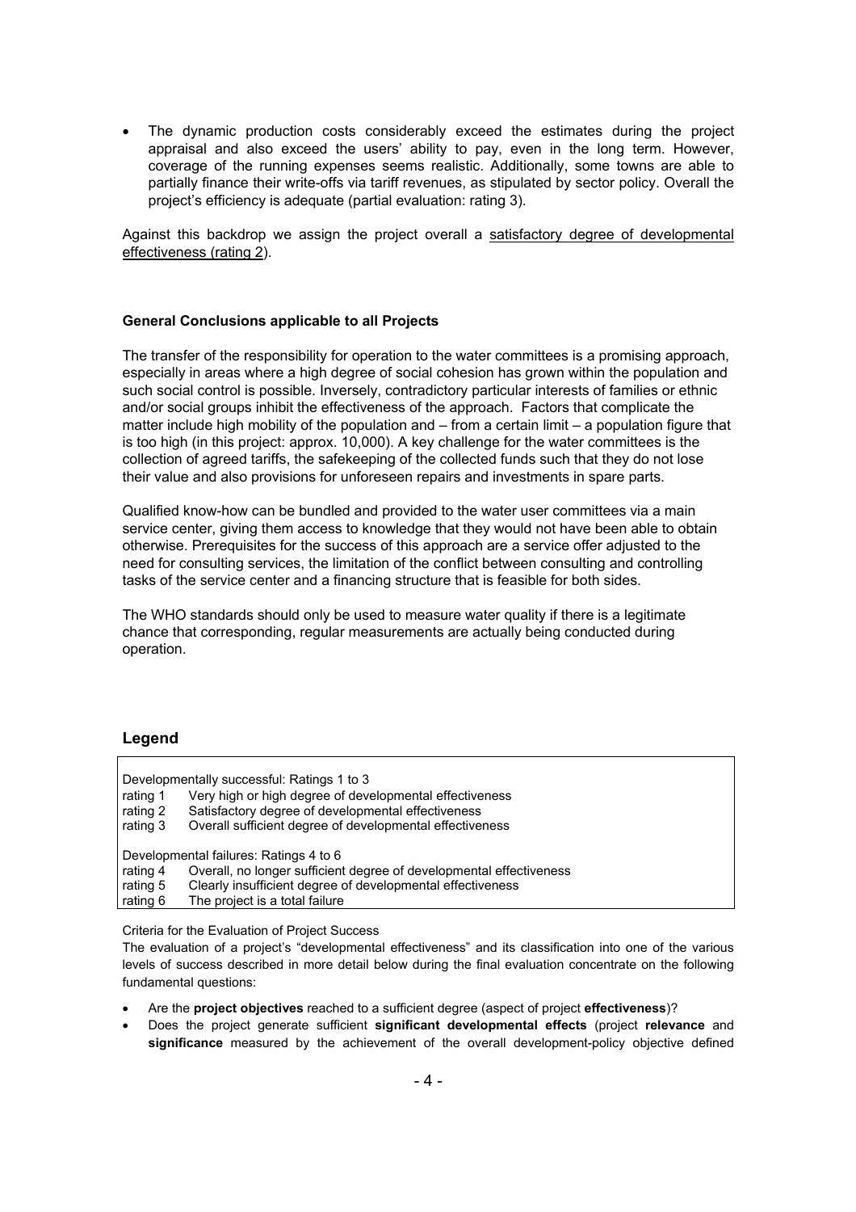- The dynamic production costs considerably exceed the estimates during the project appraisal and also exceed the users' ability to pay, even in the long term. However, coverage of the running expenses seems realistic. Additionally, some towns are able to partially finance their write-offs via tariff revenues, as stipulated by sector policy. Overall the project's efficiency is adequate (partial evaluation: rating 3).

Against this backdrop we assign the project overall a <u>satisfactory degree of developmental effectiveness (rating 2)</u>.

**General Conclusions applicable to all Projects**

The transfer of the responsibility for operation to the water committees is a promising approach, especially in areas where a high degree of social cohesion has grown within the population and such social control is possible. Inversely, contradictory particular interests of families or ethnic and/or social groups inhibit the effectiveness of the approach. Factors that complicate the matter include high mobility of the population and – from a certain limit – a population figure that is too high (in this project: approx. 10,000). A key challenge for the water committees is the collection of agreed tariffs, the safekeeping of the collected funds such that they do not lose their value and also provisions for unforeseen repairs and investments in spare parts.

Qualified know-how can be bundled and provided to the water user committees via a main service center, giving them access to knowledge that they would not have been able to obtain otherwise. Prerequisites for the success of this approach are a service offer adjusted to the need for consulting services, the limitation of the conflict between consulting and controlling tasks of the service center and a financing structure that is feasible for both sides.

The WHO standards should only be used to measure water quality if there is a legitimate chance that corresponding, regular measurements are actually being conducted during operation.

## Legend

Developmentally successful: Ratings 1 to 3

| | |
|---|---|
| rating 1 | Very high or high degree of developmental effectiveness |
| rating 2 | Satisfactory degree of developmental effectiveness |
| rating 3 | Overall sufficient degree of developmental effectiveness |

Developmental failures: Ratings 4 to 6

| | |
|---|---|
| rating 4 | Overall, no longer sufficient degree of developmental effectiveness |
| rating 5 | Clearly insufficient degree of developmental effectiveness |
| rating 6 | The project is a total failure |

Criteria for the Evaluation of Project Success

The evaluation of a project's "developmental effectiveness" and its classification into one of the various levels of success described in more detail below during the final evaluation concentrate on the following fundamental questions:

- Are the **project objectives** reached to a sufficient degree (aspect of project **effectiveness**)?
- Does the project generate sufficient **significant developmental effects** (project **relevance** and **significance** measured by the achievement of the overall development-policy objective defined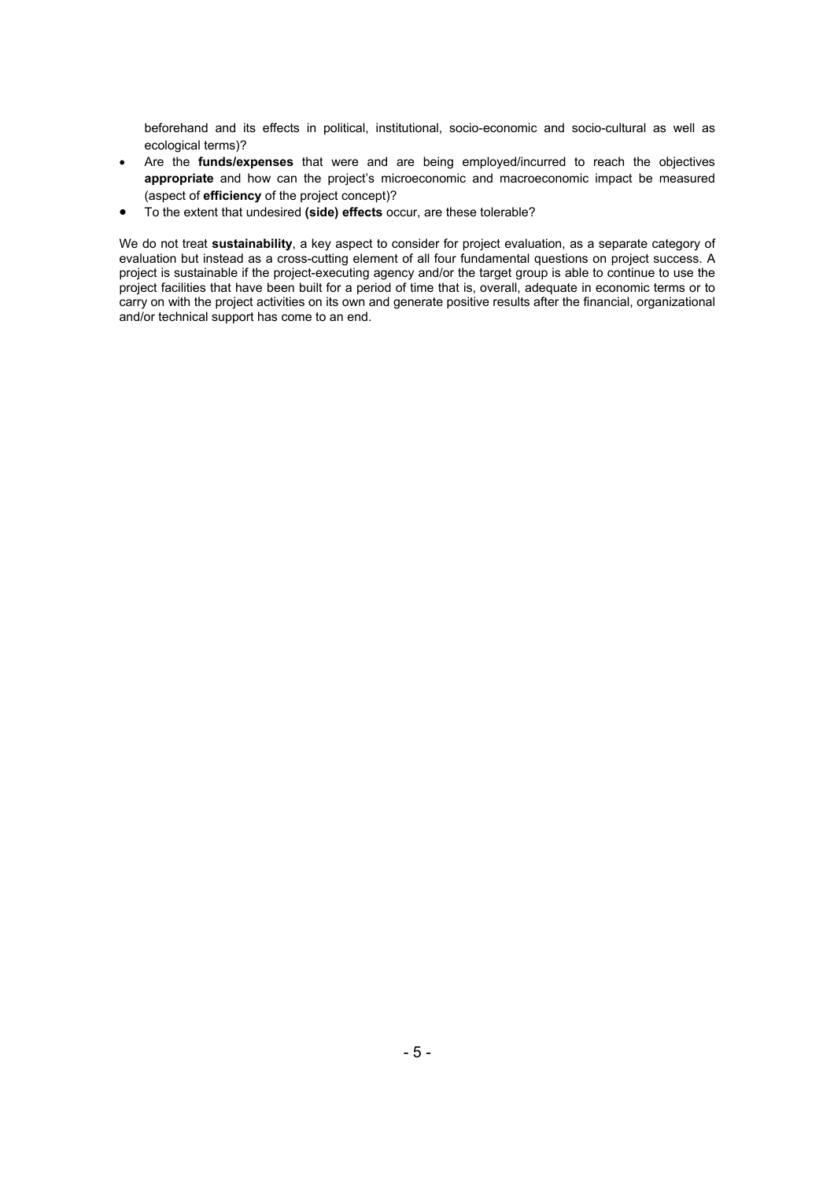beforehand and its effects in political, institutional, socio-economic and socio-cultural as well as ecological terms)?

- Are the **funds/expenses** that were and are being employed/incurred to reach the objectives **appropriate** and how can the project's microeconomic and macroeconomic impact be measured (aspect of **efficiency** of the project concept)?
- To the extent that undesired **(side) effects** occur, are these tolerable?

We do not treat **sustainability**, a key aspect to consider for project evaluation, as a separate category of evaluation but instead as a cross-cutting element of all four fundamental questions on project success. A project is sustainable if the project-executing agency and/or the target group is able to continue to use the project facilities that have been built for a period of time that is, overall, adequate in economic terms or to carry on with the project activities on its own and generate positive results after the financial, organizational and/or technical support has come to an end.